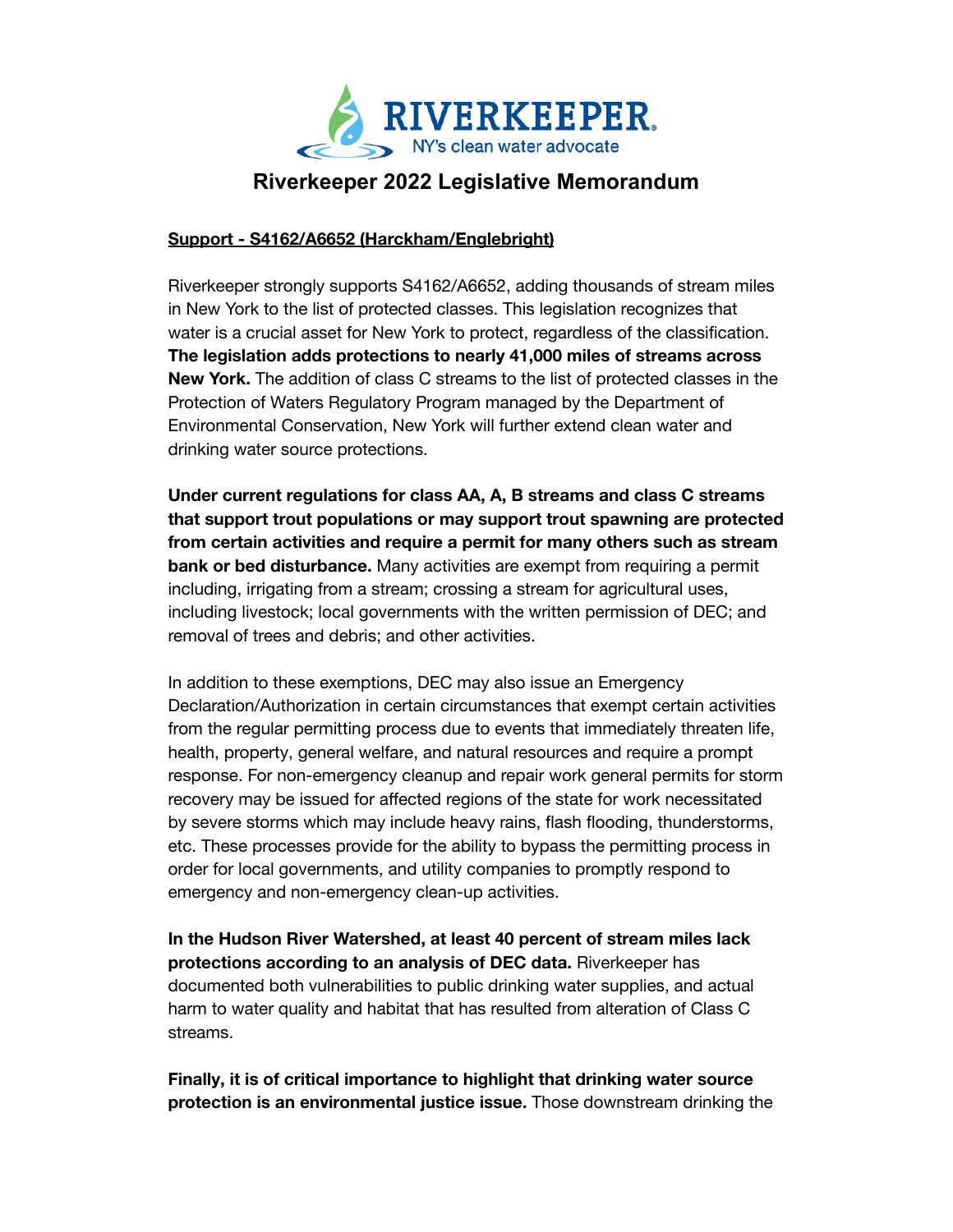RIVERKEEPER

NY's clean water advocate

# Riverkeeper 2022 Legislative Memorandum

**Support - S4162/A6652 (Harckham/Englebright)**

Riverkeeper strongly supports S4162/A6652, adding thousands of stream miles in New York to the list of protected classes. This legislation recognizes that water is a crucial asset for New York to protect, regardless of the classification. **The legislation adds protections to nearly 41,000 miles of streams across New York.** The addition of class C streams to the list of protected classes in the Protection of Waters Regulatory Program managed by the Department of Environmental Conservation, New York will further extend clean water and drinking water source protections.

**Under current regulations for class AA, A, B streams and class C streams that support trout populations or may support trout spawning are protected from certain activities and require a permit for many others such as stream bank or bed disturbance.** Many activities are exempt from requiring a permit including, irrigating from a stream; crossing a stream for agricultural uses, including livestock; local governments with the written permission of DEC; and removal of trees and debris; and other activities.

In addition to these exemptions, DEC may also issue an Emergency Declaration/Authorization in certain circumstances that exempt certain activities from the regular permitting process due to events that immediately threaten life, health, property, general welfare, and natural resources and require a prompt response. For non-emergency cleanup and repair work general permits for storm recovery may be issued for affected regions of the state for work necessitated by severe storms which may include heavy rains, flash flooding, thunderstorms, etc. These processes provide for the ability to bypass the permitting process in order for local governments, and utility companies to promptly respond to emergency and non-emergency clean-up activities.

**In the Hudson River Watershed, at least 40 percent of stream miles lack protections according to an analysis of DEC data.** Riverkeeper has documented both vulnerabilities to public drinking water supplies, and actual harm to water quality and habitat that has resulted from alteration of Class C streams.

**Finally, it is of critical importance to highlight that drinking water source protection is an environmental justice issue.** Those downstream drinking the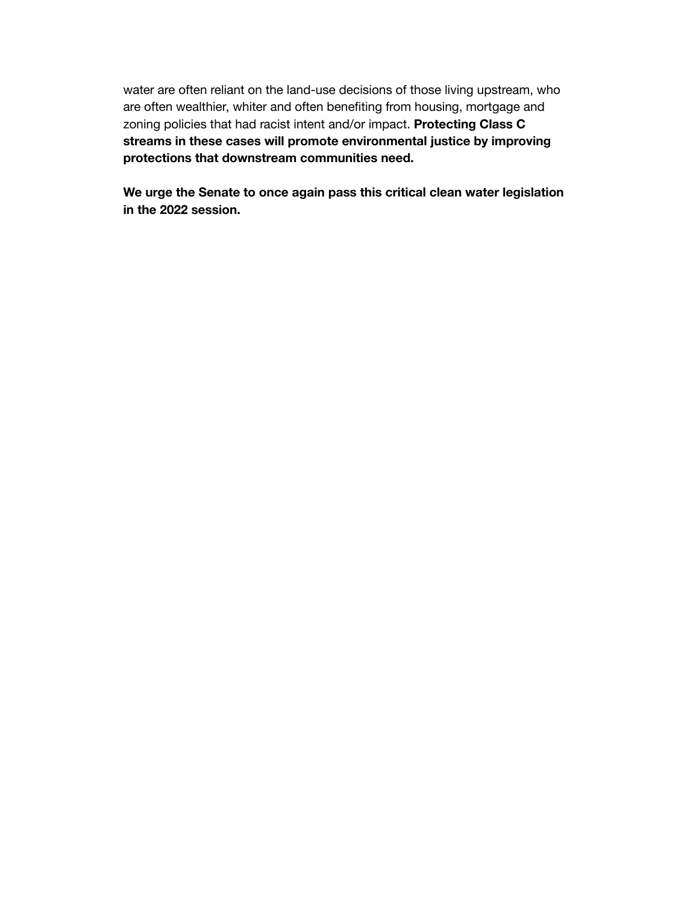water are often reliant on the land-use decisions of those living upstream, who are often wealthier, whiter and often benefiting from housing, mortgage and zoning policies that had racist intent and/or impact. **Protecting Class C streams in these cases will promote environmental justice by improving protections that downstream communities need.**

**We urge the Senate to once again pass this critical clean water legislation in the 2022 session.**